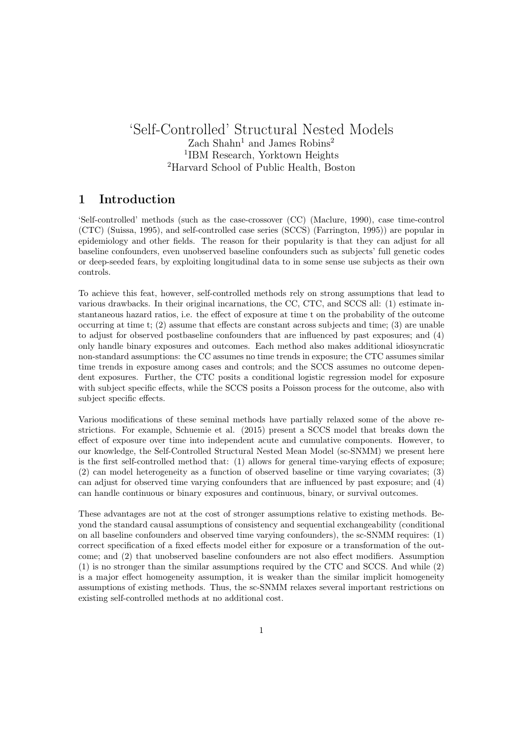# 'Self-Controlled' Structural Nested Models

Zach Shahn[1] and James Robins[2]

[1]IBM Research, Yorktown Heights

[2]Harvard School of Public Health, Boston

## 1 Introduction

'Self-controlled' methods (such as the case-crossover (CC) (Maclure, 1990), case time-control (CTC) (Suissa, 1995), and self-controlled case series (SCCS) (Farrington, 1995)) are popular in epidemiology and other fields. The reason for their popularity is that they can adjust for all baseline confounders, even unobserved baseline confounders such as subjects' full genetic codes or deep-seeded fears, by exploiting longitudinal data to in some sense use subjects as their own controls.

To achieve this feat, however, self-controlled methods rely on strong assumptions that lead to various drawbacks. In their original incarnations, the CC, CTC, and SCCS all: (1) estimate instantaneous hazard ratios, i.e. the effect of exposure at time t on the probability of the outcome occurring at time t; (2) assume that effects are constant across subjects and time; (3) are unable to adjust for observed postbaseline confounders that are influenced by past exposures; and (4) only handle binary exposures and outcomes. Each method also makes additional idiosyncratic non-standard assumptions: the CC assumes no time trends in exposure; the CTC assumes similar time trends in exposure among cases and controls; and the SCCS assumes no outcome dependent exposures. Further, the CTC posits a conditional logistic regression model for exposure with subject specific effects, while the SCCS posits a Poisson process for the outcome, also with subject specific effects.

Various modifications of these seminal methods have partially relaxed some of the above restrictions. For example, Schuemie et al. (2015) present a SCCS model that breaks down the effect of exposure over time into independent acute and cumulative components. However, to our knowledge, the Self-Controlled Structural Nested Mean Model (sc-SNMM) we present here is the first self-controlled method that: (1) allows for general time-varying effects of exposure; (2) can model heterogeneity as a function of observed baseline or time varying covariates; (3) can adjust for observed time varying confounders that are influenced by past exposure; and (4) can handle continuous or binary exposures and continuous, binary, or survival outcomes.

These advantages are not at the cost of stronger assumptions relative to existing methods. Beyond the standard causal assumptions of consistency and sequential exchangeability (conditional on all baseline confounders and observed time varying confounders), the sc-SNMM requires: (1) correct specification of a fixed effects model either for exposure or a transformation of the outcome; and (2) that unobserved baseline confounders are not also effect modifiers. Assumption (1) is no stronger than the similar assumptions required by the CTC and SCCS. And while (2) is a major effect homogeneity assumption, it is weaker than the similar implicit homogeneity assumptions of existing methods. Thus, the sc-SNMM relaxes several important restrictions on existing self-controlled methods at no additional cost.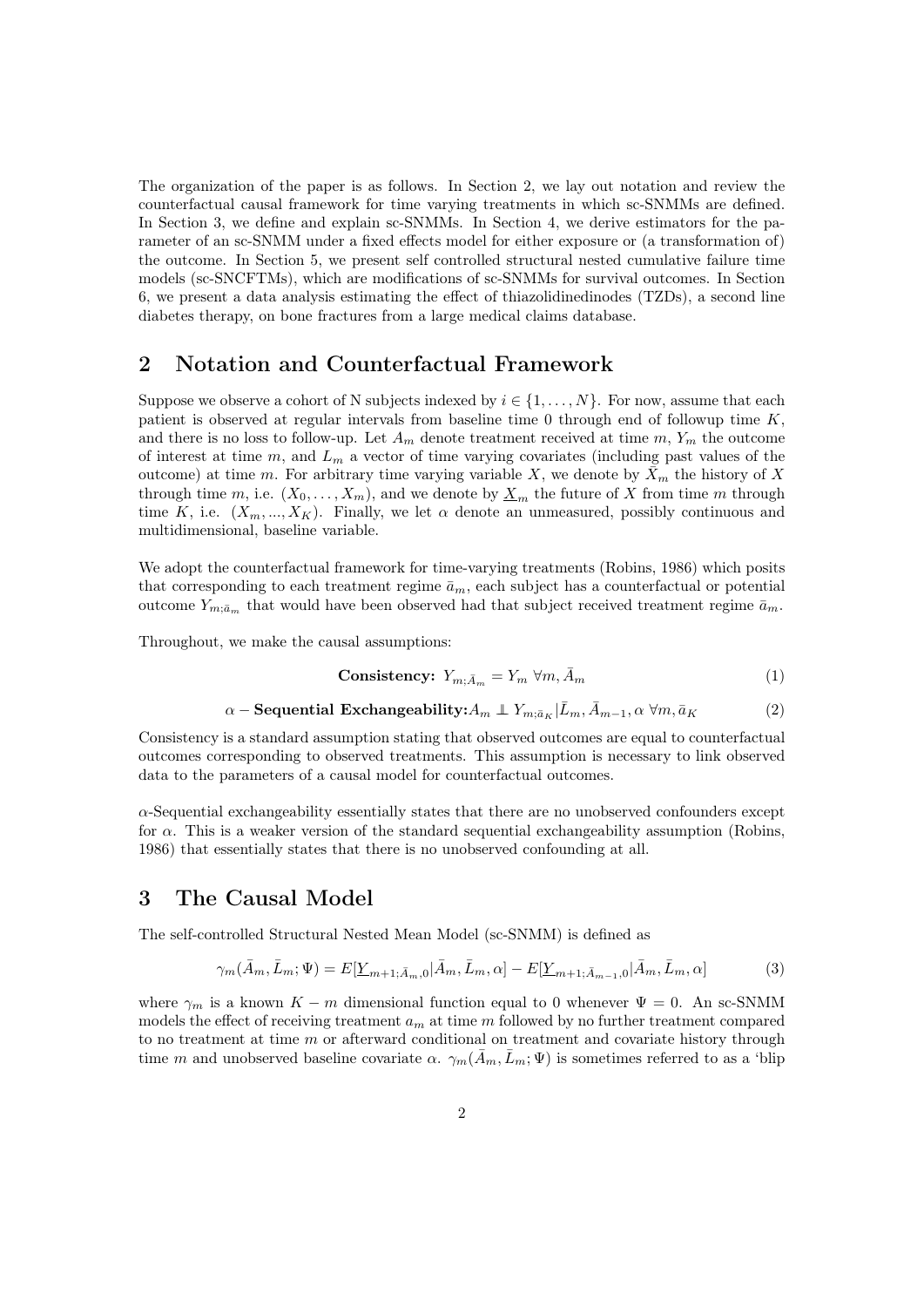The organization of the paper is as follows. In Section 2, we lay out notation and review the counterfactual causal framework for time varying treatments in which sc-SNMMs are defined. In Section 3, we define and explain sc-SNMMs. In Section 4, we derive estimators for the parameter of an sc-SNMM under a fixed effects model for either exposure or (a transformation of) the outcome. In Section 5, we present self controlled structural nested cumulative failure time models (sc-SNCFTMs), which are modifications of sc-SNMMs for survival outcomes. In Section 6, we present a data analysis estimating the effect of thiazolidinedinodes (TZDs), a second line diabetes therapy, on bone fractures from a large medical claims database.

## 2 Notation and Counterfactual Framework

Suppose we observe a cohort of N subjects indexed by $i \in \{1, \ldots, N\}$. For now, assume that each patient is observed at regular intervals from baseline time 0 through end of followup time $K$, and there is no loss to follow-up. Let $A_m$ denote treatment received at time $m$, $Y_m$ the outcome of interest at time $m$, and $L_m$ a vector of time varying covariates (including past values of the outcome) at time $m$. For arbitrary time varying variable $X$, we denote by $\bar{X}_m$ the history of $X$ through time $m$, i.e. $(X_0, \ldots, X_m)$, and we denote by $\underline{X}_m$ the future of $X$ from time $m$ through time $K$, i.e. $(X_m, ..., X_K)$. Finally, we let $\alpha$ denote an unmeasured, possibly continuous and multidimensional, baseline variable.

We adopt the counterfactual framework for time-varying treatments (Robins, 1986) which posits that corresponding to each treatment regime $\bar{a}_m$, each subject has a counterfactual or potential outcome $Y_{m;\bar{a}_m}$ that would have been observed had that subject received treatment regime $\bar{a}_m$.

Throughout, we make the causal assumptions:

$$\textbf{Consistency: } Y_{m;\bar{A}_m} = Y_m \ \forall m, \bar{A}_m \tag{1}$$

$$\alpha - \textbf{Sequential Exchangeability:} A_m \perp\!\!\!\perp Y_{m;\bar{a}_K} | \bar{L}_m, \bar{A}_{m-1}, \alpha \ \forall m, \bar{a}_K \tag{2}$$

Consistency is a standard assumption stating that observed outcomes are equal to counterfactual outcomes corresponding to observed treatments. This assumption is necessary to link observed data to the parameters of a causal model for counterfactual outcomes.

$\alpha$-Sequential exchangeability essentially states that there are no unobserved confounders except for $\alpha$. This is a weaker version of the standard sequential exchangeability assumption (Robins, 1986) that essentially states that there is no unobserved confounding at all.

## 3 The Causal Model

The self-controlled Structural Nested Mean Model (sc-SNMM) is defined as

$$\gamma_m(\bar{A}_m, \bar{L}_m; \Psi) = E[\underline{Y}_{m+1;\bar{A}_m,0} | \bar{A}_m, \bar{L}_m, \alpha] - E[\underline{Y}_{m+1;\bar{A}_{m-1},0} | \bar{A}_m, \bar{L}_m, \alpha] \tag{3}$$

where $\gamma_m$ is a known $K - m$ dimensional function equal to 0 whenever $\Psi = 0$. An sc-SNMM models the effect of receiving treatment $a_m$ at time $m$ followed by no further treatment compared to no treatment at time $m$ or afterward conditional on treatment and covariate history through time $m$ and unobserved baseline covariate $\alpha$. $\gamma_m(\bar{A}_m, \bar{L}_m; \Psi)$ is sometimes referred to as a 'blip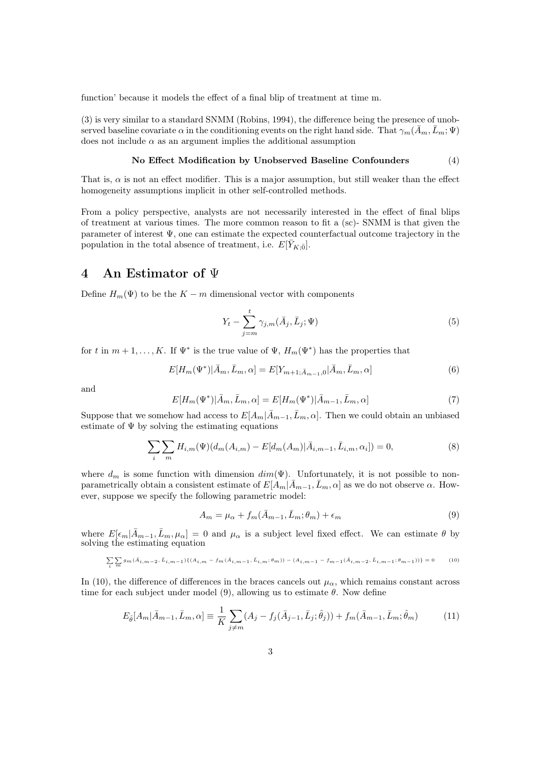function' because it models the effect of a final blip of treatment at time m.

(3) is very similar to a standard SNMM (Robins, 1994), the difference being the presence of unobserved baseline covariate $\alpha$ in the conditioning events on the right hand side. That $\gamma_m(\bar{A}_m, \bar{L}_m; \Psi)$ does not include $\alpha$ as an argument implies the additional assumption

$$\textbf{No Effect Modification by Unobserved Baseline Confounders} \tag{4}$$

That is, $\alpha$ is not an effect modifier. This is a major assumption, but still weaker than the effect homogeneity assumptions implicit in other self-controlled methods.

From a policy perspective, analysts are not necessarily interested in the effect of final blips of treatment at various times. The more common reason to fit a (sc)- SNMM is that given the parameter of interest $\Psi$, one can estimate the expected counterfactual outcome trajectory in the population in the total absence of treatment, i.e. $E[\bar{Y}_{K;\bar{0}}]$.

## 4 An Estimator of $\Psi$

Define $H_m(\Psi)$ to be the $K - m$ dimensional vector with components

$$Y_t - \sum_{j=m}^{t} \gamma_{j,m}(\bar{A}_j, \bar{L}_j; \Psi) \tag{5}$$

for $t$ in $m+1, \ldots, K$. If $\Psi^*$ is the true value of $\Psi$, $H_m(\Psi^*)$ has the properties that

$$E[H_m(\Psi^*)|\bar{A}_m, \bar{L}_m, \alpha] = E[Y_{m+1;\bar{A}_{m-1},0}|\bar{A}_m, \bar{L}_m, \alpha] \tag{6}$$

and

$$E[H_m(\Psi^*)|\bar{A}_m, \bar{L}_m, \alpha] = E[H_m(\Psi^*)|\bar{A}_{m-1}, \bar{L}_m, \alpha] \tag{7}$$

Suppose that we somehow had access to $E[A_m|\bar{A}_{m-1}, \bar{L}_m, \alpha]$. Then we could obtain an unbiased estimate of $\Psi$ by solving the estimating equations

$$\sum_i \sum_m H_{i,m}(\Psi)(d_m(A_{i,m}) - E[d_m(A_m)|\bar{A}_{i,m-1}, \bar{L}_{i,m}, \alpha_i]) = 0, \tag{8}$$

where $d_m$ is some function with dimension $dim(\Psi)$. Unfortunately, it is not possible to non-parametrically obtain a consistent estimate of $E[A_m|\bar{A}_{m-1}, \bar{L}_m, \alpha]$ as we do not observe $\alpha$. However, suppose we specify the following parametric model:

$$A_m = \mu_\alpha + f_m(\bar{A}_{m-1}, \bar{L}_m; \theta_m) + \epsilon_m \tag{9}$$

where $E[\epsilon_m|\bar{A}_{m-1}, \bar{L}_m, \mu_\alpha] = 0$ and $\mu_\alpha$ is a subject level fixed effect. We can estimate $\theta$ by solving the estimating equation

$$\sum_i \sum_m g_m(\bar{A}_{i,m-2}, \bar{L}_{i,m-1})\{(A_{i,m} - f_m(\bar{A}_{i,m-1}, \bar{L}_{i,m}; \theta_m)) - (A_{i,m-1} - f_{m-1}(\bar{A}_{i,m-2}, \bar{L}_{i,m-1}; \theta_{m-1}))\} = 0 \tag{10}$$

In (10), the difference of differences in the braces cancels out $\mu_\alpha$, which remains constant across time for each subject under model (9), allowing us to estimate $\theta$. Now define

$$E_{\hat{\theta}}[A_m|\bar{A}_{m-1}, \bar{L}_m, \alpha] \equiv \frac{1}{K} \sum_{j \neq m} (A_j - f_j(\bar{A}_{j-1}, \bar{L}_j; \hat{\theta}_j)) + f_m(\bar{A}_{m-1}, \bar{L}_m; \hat{\theta}_m) \tag{11}$$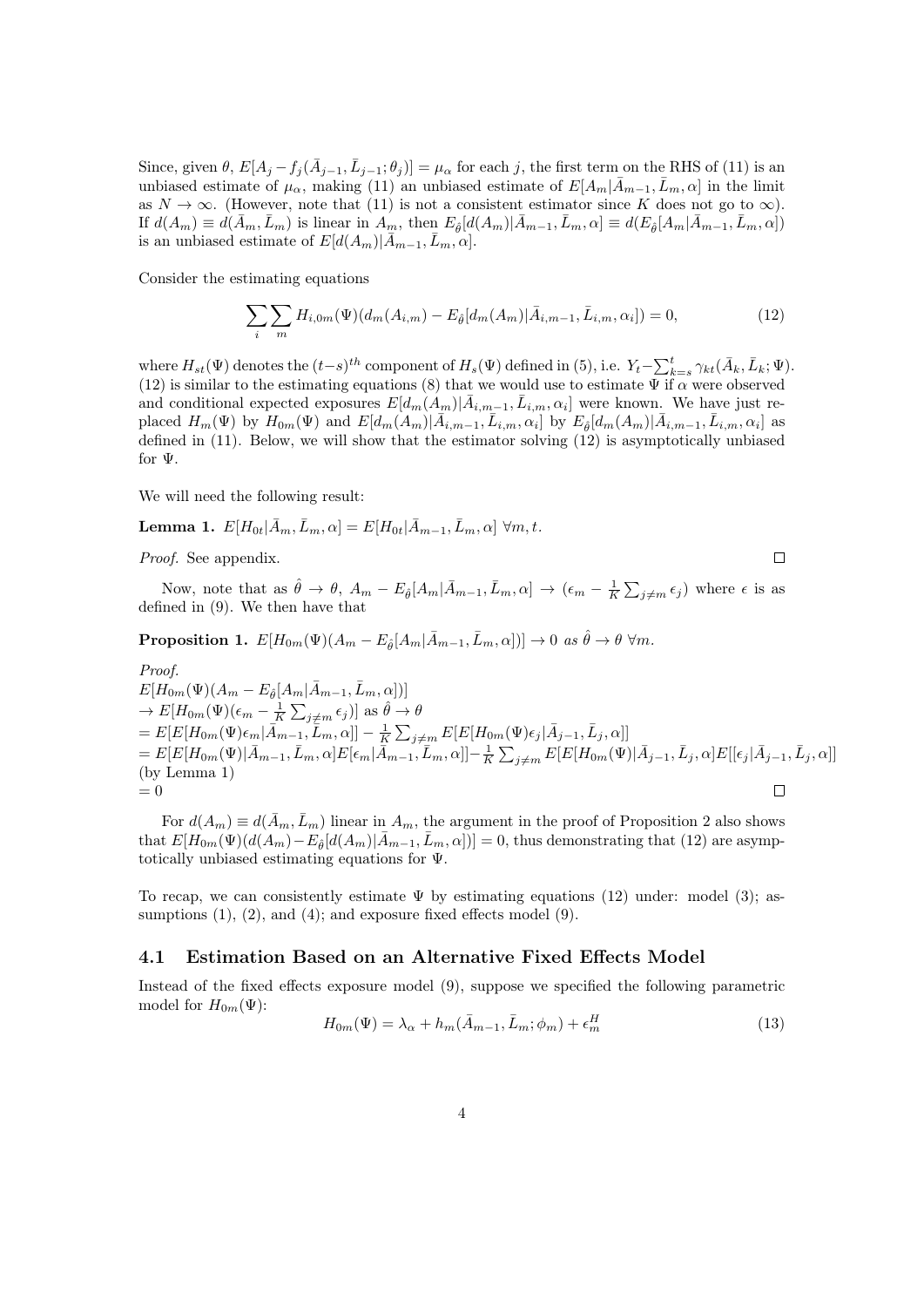Since, given $\theta$, $E[A_j - f_j(\bar{A}_{j-1}, \bar{L}_{j-1}; \theta_j)] = \mu_\alpha$ for each $j$, the first term on the RHS of (11) is an unbiased estimate of $\mu_\alpha$, making (11) an unbiased estimate of $E[A_m|\bar{A}_{m-1}, \bar{L}_m, \alpha]$ in the limit as $N \to \infty$. (However, note that (11) is not a consistent estimator since $K$ does not go to $\infty$). If $d(A_m) \equiv d(\bar{A}_m, \bar{L}_m)$ is linear in $A_m$, then $E_{\hat{\theta}}[d(A_m)|\bar{A}_{m-1}, \bar{L}_m, \alpha] \equiv d(E_{\hat{\theta}}[A_m|\bar{A}_{m-1}, \bar{L}_m, \alpha])$ is an unbiased estimate of $E[d(A_m)|\bar{A}_{m-1}, \bar{L}_m, \alpha]$.

Consider the estimating equations

$$\sum_i \sum_m H_{i,0m}(\Psi)(d_m(A_{i,m}) - E_{\hat{\theta}}[d_m(A_m)|\bar{A}_{i,m-1}, \bar{L}_{i,m}, \alpha_i]) = 0, \tag{12}$$

where $H_{st}(\Psi)$ denotes the $(t-s)^{th}$ component of $H_s(\Psi)$ defined in (5), i.e. $Y_t - \sum_{k=s}^{t} \gamma_{kt}(\bar{A}_k, \bar{L}_k; \Psi)$. (12) is similar to the estimating equations (8) that we would use to estimate $\Psi$ if $\alpha$ were observed and conditional expected exposures $E[d_m(A_m)|\bar{A}_{i,m-1}, \bar{L}_{i,m}, \alpha_i]$ were known. We have just replaced $H_m(\Psi)$ by $H_{0m}(\Psi)$ and $E[d_m(A_m)|\bar{A}_{i,m-1}, \bar{L}_{i,m}, \alpha_i]$ by $E_{\hat{\theta}}[d_m(A_m)|\bar{A}_{i,m-1}, \bar{L}_{i,m}, \alpha_i]$ as defined in (11). Below, we will show that the estimator solving (12) is asymptotically unbiased for $\Psi$.

We will need the following result:

**Lemma 1.** $E[H_{0t}|\bar{A}_m, \bar{L}_m, \alpha] = E[H_{0t}|\bar{A}_{m-1}, \bar{L}_m, \alpha]\ \forall m, t.$

*Proof.* See appendix. □

Now, note that as $\hat{\theta} \to \theta$, $A_m - E_{\hat{\theta}}[A_m|\bar{A}_{m-1}, \bar{L}_m, \alpha] \to (\epsilon_m - \frac{1}{K}\sum_{j \neq m} \epsilon_j)$ where $\epsilon$ is as defined in (9). We then have that

**Proposition 1.** *$E[H_{0m}(\Psi)(A_m - E_{\hat{\theta}}[A_m|\bar{A}_{m-1}, \bar{L}_m, \alpha])] \to 0$ as $\hat{\theta} \to \theta\ \forall m$.*

*Proof.*
$E[H_{0m}(\Psi)(A_m - E_{\hat{\theta}}[A_m|\bar{A}_{m-1}, \bar{L}_m, \alpha])]$
$\to E[H_{0m}(\Psi)(\epsilon_m - \frac{1}{K}\sum_{j \neq m} \epsilon_j)]$ as $\hat{\theta} \to \theta$
$= E[E[H_{0m}(\Psi)\epsilon_m|\bar{A}_{m-1}, \bar{L}_m, \alpha]] - \frac{1}{K}\sum_{j \neq m} E[E[H_{0m}(\Psi)\epsilon_j|\bar{A}_{j-1}, \bar{L}_j, \alpha]]$
$= E[E[H_{0m}(\Psi)|\bar{A}_{m-1}, \bar{L}_m, \alpha]E[\epsilon_m|\bar{A}_{m-1}, \bar{L}_m, \alpha]] - \frac{1}{K}\sum_{j \neq m} E[E[H_{0m}(\Psi)|\bar{A}_{j-1}, \bar{L}_j, \alpha]E[[\epsilon_j|\bar{A}_{j-1}, \bar{L}_j, \alpha]]$
(by Lemma 1)
$= 0$ □

For $d(A_m) \equiv d(\bar{A}_m, \bar{L}_m)$ linear in $A_m$, the argument in the proof of Proposition 2 also shows that $E[H_{0m}(\Psi)(d(A_m) - E_{\hat{\theta}}[d(A_m)|\bar{A}_{m-1}, \bar{L}_m, \alpha])] = 0$, thus demonstrating that (12) are asymptotically unbiased estimating equations for $\Psi$.

To recap, we can consistently estimate $\Psi$ by estimating equations (12) under: model (3); assumptions (1), (2), and (4); and exposure fixed effects model (9).

## 4.1 Estimation Based on an Alternative Fixed Effects Model

Instead of the fixed effects exposure model (9), suppose we specified the following parametric model for $H_{0m}(\Psi)$:

$$H_{0m}(\Psi) = \lambda_\alpha + h_m(\bar{A}_{m-1}, \bar{L}_m; \phi_m) + \epsilon_m^H \tag{13}$$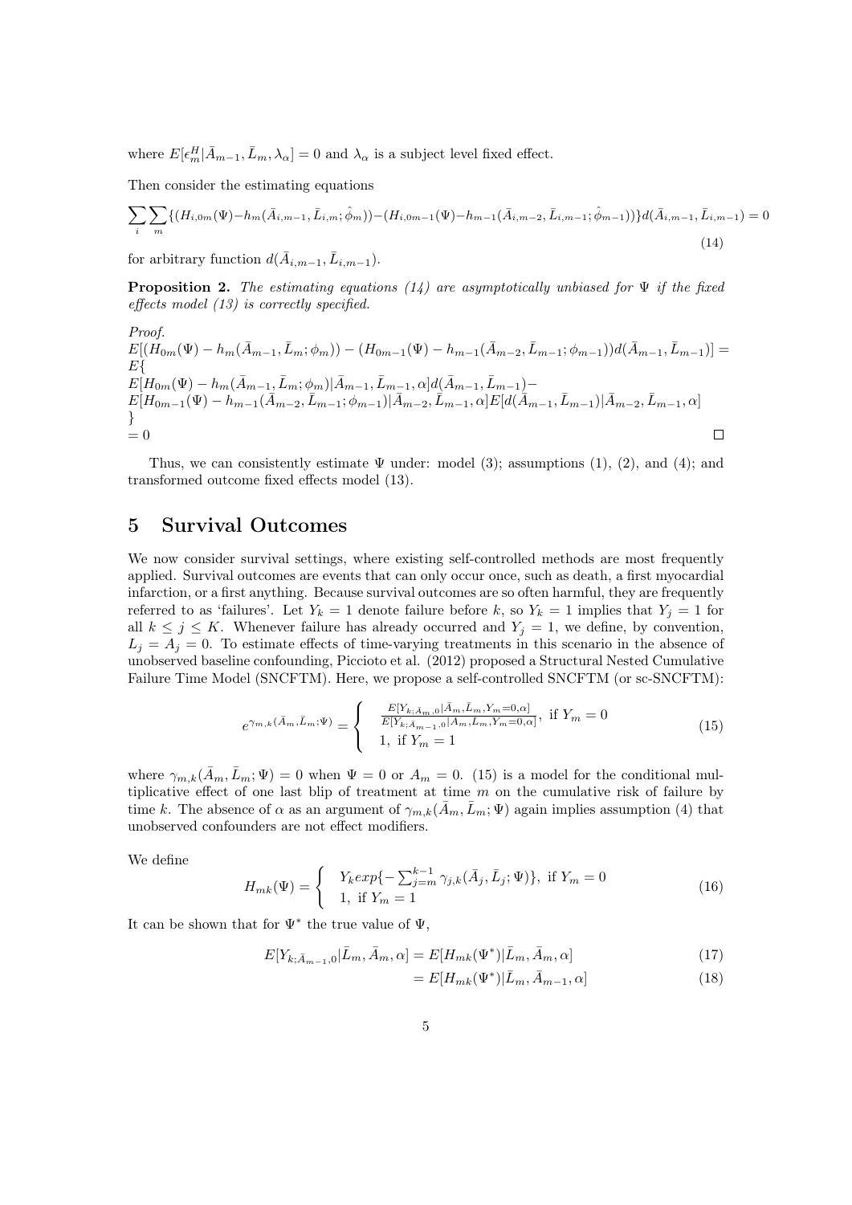where $E[\epsilon_m^H|\bar{A}_{m-1}, \bar{L}_m, \lambda_\alpha] = 0$ and $\lambda_\alpha$ is a subject level fixed effect.

Then consider the estimating equations

$$\sum_i \sum_m \{(H_{i,0m}(\Psi) - h_m(\bar{A}_{i,m-1}, \bar{L}_{i,m}; \hat{\phi}_m)) - (H_{i,0m-1}(\Psi) - h_{m-1}(\bar{A}_{i,m-2}, \bar{L}_{i,m-1}; \hat{\phi}_{m-1}))\} d(\bar{A}_{i,m-1}, \bar{L}_{i,m-1}) = 0 \tag{14}$$

for arbitrary function $d(\bar{A}_{i,m-1}, \bar{L}_{i,m-1})$.

**Proposition 2.** *The estimating equations (14) are asymptotically unbiased for $\Psi$ if the fixed effects model (13) is correctly specified.*

*Proof.*
$E[(H_{0m}(\Psi) - h_m(\bar{A}_{m-1}, \bar{L}_m; \phi_m)) - (H_{0m-1}(\Psi) - h_{m-1}(\bar{A}_{m-2}, \bar{L}_{m-1}; \phi_{m-1}))d(\bar{A}_{m-1}, \bar{L}_{m-1})] =$
$E\{$
$E[H_{0m}(\Psi) - h_m(\bar{A}_{m-1}, \bar{L}_m; \phi_m)|\bar{A}_{m-1}, \bar{L}_{m-1}, \alpha]d(\bar{A}_{m-1}, \bar{L}_{m-1}) -$
$E[H_{0m-1}(\Psi) - h_{m-1}(\bar{A}_{m-2}, \bar{L}_{m-1}; \phi_{m-1})|\bar{A}_{m-2}, \bar{L}_{m-1}, \alpha]E[d(\bar{A}_{m-1}, \bar{L}_{m-1})|\bar{A}_{m-2}, \bar{L}_{m-1}, \alpha]$
$\}$
$= 0$ ∎

Thus, we can consistently estimate $\Psi$ under: model (3); assumptions (1), (2), and (4); and transformed outcome fixed effects model (13).

# 5 Survival Outcomes

We now consider survival settings, where existing self-controlled methods are most frequently applied. Survival outcomes are events that can only occur once, such as death, a first myocardial infarction, or a first anything. Because survival outcomes are so often harmful, they are frequently referred to as 'failures'. Let $Y_k = 1$ denote failure before $k$, so $Y_k = 1$ implies that $Y_j = 1$ for all $k \le j \le K$. Whenever failure has already occurred and $Y_j = 1$, we define, by convention, $L_j = A_j = 0$. To estimate effects of time-varying treatments in this scenario in the absence of unobserved baseline confounding, Picciotto et al. (2012) proposed a Structural Nested Cumulative Failure Time Model (SNCFTM). Here, we propose a self-controlled SNCFTM (or sc-SNCFTM):

$$e^{\gamma_{m,k}(\bar{A}_m, \bar{L}_m; \Psi)} = \begin{cases} \frac{E[Y_{k;\bar{A}_m,0}|\bar{A}_m, \bar{L}_m, Y_m=0, \alpha]}{E[Y_{k;\bar{A}_{m-1},0}|A_m, \bar{L}_m, Y_m=0, \alpha]}, & \text{if } Y_m = 0 \\ 1, & \text{if } Y_m = 1 \end{cases} \tag{15}$$

where $\gamma_{m,k}(\bar{A}_m, \bar{L}_m; \Psi) = 0$ when $\Psi = 0$ or $A_m = 0$. (15) is a model for the conditional multiplicative effect of one last blip of treatment at time $m$ on the cumulative risk of failure by time $k$. The absence of $\alpha$ as an argument of $\gamma_{m,k}(\bar{A}_m, \bar{L}_m; \Psi)$ again implies assumption (4) that unobserved confounders are not effect modifiers.

We define

$$H_{mk}(\Psi) = \begin{cases} Y_k exp\{-\sum_{j=m}^{k-1} \gamma_{j,k}(\bar{A}_j, \bar{L}_j; \Psi)\}, & \text{if } Y_m = 0 \\ 1, & \text{if } Y_m = 1 \end{cases} \tag{16}$$

It can be shown that for $\Psi^*$ the true value of $\Psi$,

$$E[Y_{k;\bar{A}_{m-1},0}|\bar{L}_m, \bar{A}_m, \alpha] = E[H_{mk}(\Psi^*)|\bar{L}_m, \bar{A}_m, \alpha] \tag{17}$$

$$= E[H_{mk}(\Psi^*)|\bar{L}_m, \bar{A}_{m-1}, \alpha] \tag{18}$$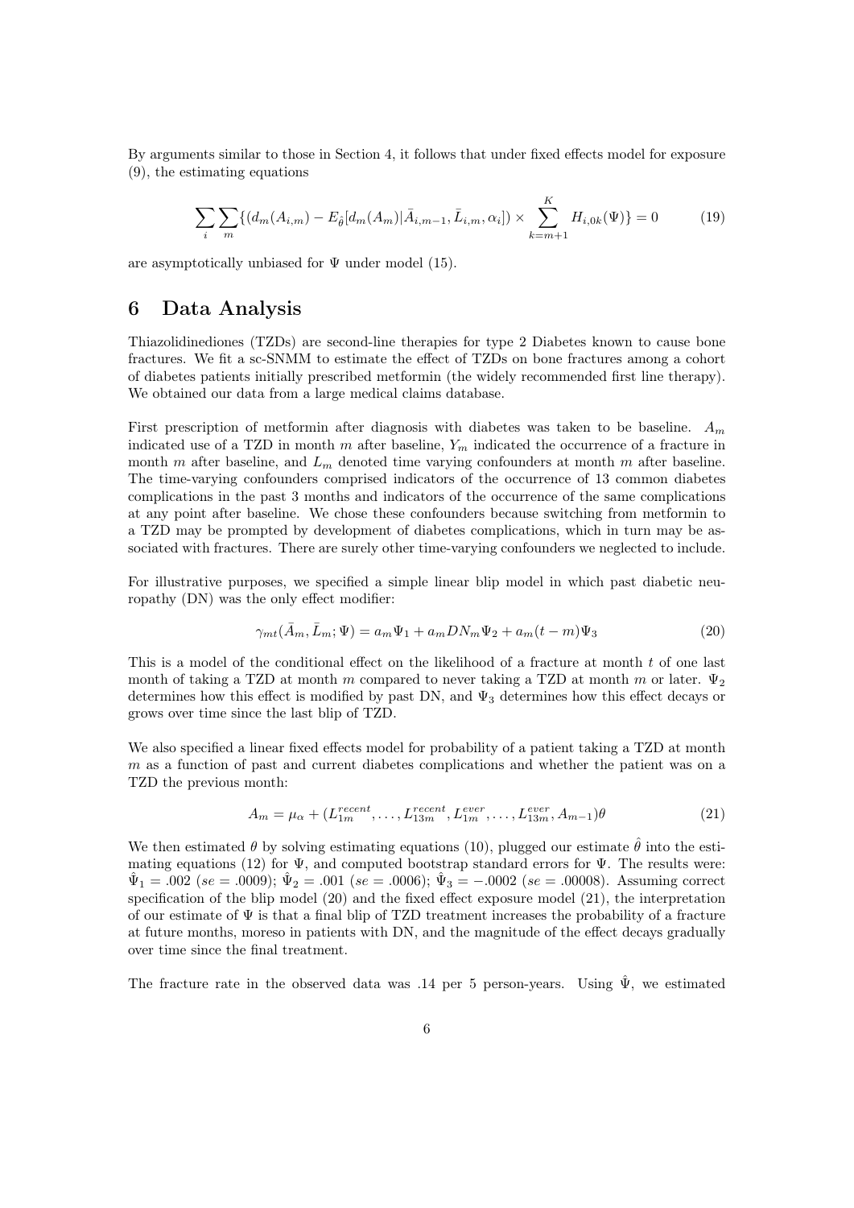By arguments similar to those in Section 4, it follows that under fixed effects model for exposure (9), the estimating equations

$$\sum_i \sum_m \{(d_m(A_{i,m}) - E_{\hat{\theta}}[d_m(A_m)|\bar{A}_{i,m-1}, \bar{L}_{i,m}, \alpha_i]) \times \sum_{k=m+1}^{K} H_{i,0k}(\Psi)\} = 0 \tag{19}$$

are asymptotically unbiased for $\Psi$ under model (15).

# 6 Data Analysis

Thiazolidinediones (TZDs) are second-line therapies for type 2 Diabetes known to cause bone fractures. We fit a sc-SNMM to estimate the effect of TZDs on bone fractures among a cohort of diabetes patients initially prescribed metformin (the widely recommended first line therapy). We obtained our data from a large medical claims database.

First prescription of metformin after diagnosis with diabetes was taken to be baseline. $A_m$ indicated use of a TZD in month $m$ after baseline, $Y_m$ indicated the occurrence of a fracture in month $m$ after baseline, and $L_m$ denoted time varying confounders at month $m$ after baseline. The time-varying confounders comprised indicators of the occurrence of 13 common diabetes complications in the past 3 months and indicators of the occurrence of the same complications at any point after baseline. We chose these confounders because switching from metformin to a TZD may be prompted by development of diabetes complications, which in turn may be associated with fractures. There are surely other time-varying confounders we neglected to include.

For illustrative purposes, we specified a simple linear blip model in which past diabetic neuropathy (DN) was the only effect modifier:

$$\gamma_{mt}(\bar{A}_m, \bar{L}_m; \Psi) = a_m\Psi_1 + a_m DN_m \Psi_2 + a_m(t-m)\Psi_3 \tag{20}$$

This is a model of the conditional effect on the likelihood of a fracture at month $t$ of one last month of taking a TZD at month $m$ compared to never taking a TZD at month $m$ or later. $\Psi_2$ determines how this effect is modified by past DN, and $\Psi_3$ determines how this effect decays or grows over time since the last blip of TZD.

We also specified a linear fixed effects model for probability of a patient taking a TZD at month $m$ as a function of past and current diabetes complications and whether the patient was on a TZD the previous month:

$$A_m = \mu_\alpha + (L_{1m}^{recent}, \ldots, L_{13m}^{recent}, L_{1m}^{ever}, \ldots, L_{13m}^{ever}, A_{m-1})\theta \tag{21}$$

We then estimated $\theta$ by solving estimating equations (10), plugged our estimate $\hat{\theta}$ into the estimating equations (12) for $\Psi$, and computed bootstrap standard errors for $\Psi$. The results were: $\hat{\Psi}_1 = .002$ ($se = .0009$); $\hat{\Psi}_2 = .001$ ($se = .0006$); $\hat{\Psi}_3 = -.0002$ ($se = .00008$). Assuming correct specification of the blip model (20) and the fixed effect exposure model (21), the interpretation of our estimate of $\Psi$ is that a final blip of TZD treatment increases the probability of a fracture at future months, moreso in patients with DN, and the magnitude of the effect decays gradually over time since the final treatment.

The fracture rate in the observed data was .14 per 5 person-years. Using $\hat{\Psi}$, we estimated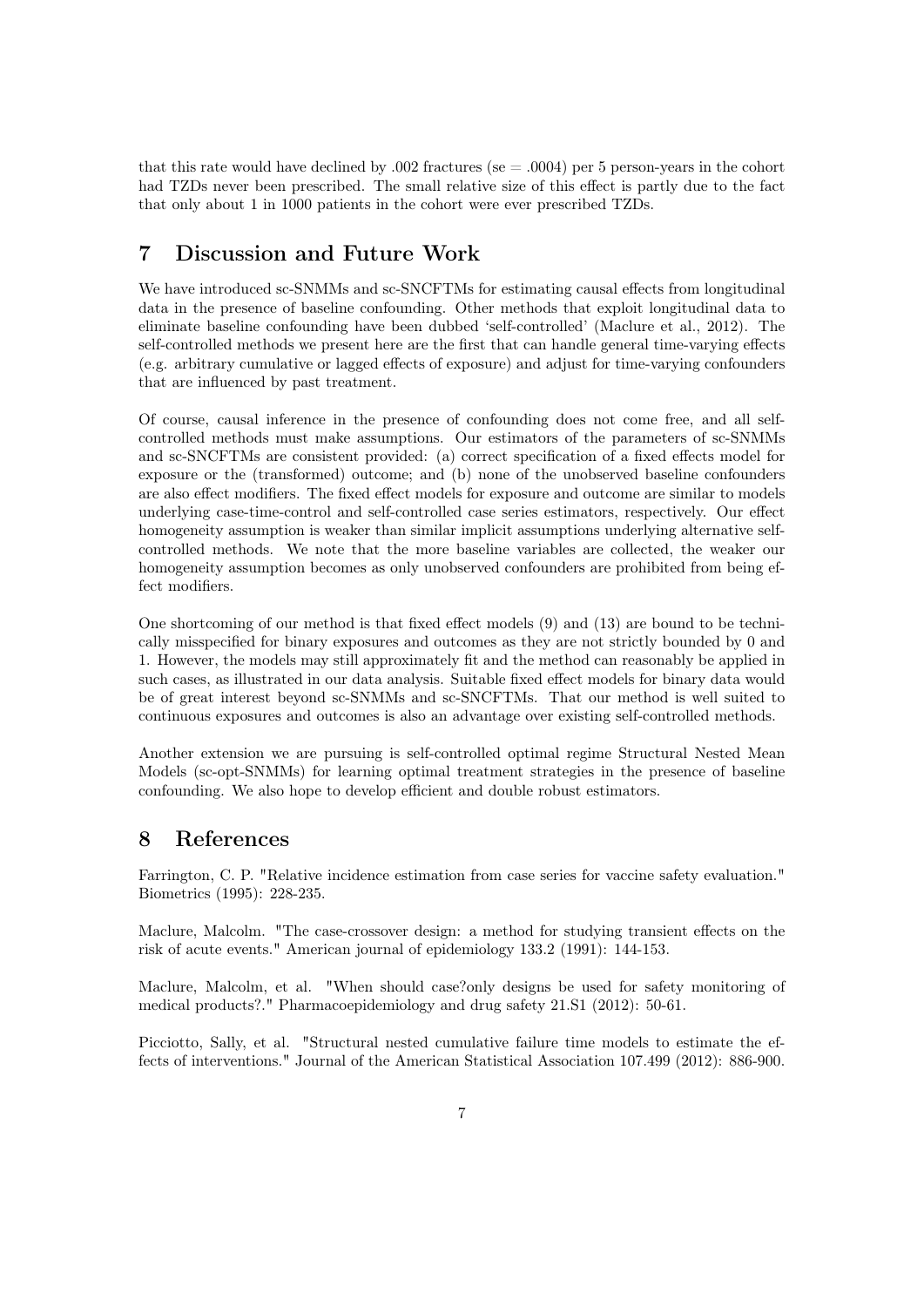that this rate would have declined by .002 fractures (se = .0004) per 5 person-years in the cohort had TZDs never been prescribed. The small relative size of this effect is partly due to the fact that only about 1 in 1000 patients in the cohort were ever prescribed TZDs.

## 7 Discussion and Future Work

We have introduced sc-SNMMs and sc-SNCFTMs for estimating causal effects from longitudinal data in the presence of baseline confounding. Other methods that exploit longitudinal data to eliminate baseline confounding have been dubbed 'self-controlled' (Maclure et al., 2012). The self-controlled methods we present here are the first that can handle general time-varying effects (e.g. arbitrary cumulative or lagged effects of exposure) and adjust for time-varying confounders that are influenced by past treatment.

Of course, causal inference in the presence of confounding does not come free, and all self-controlled methods must make assumptions. Our estimators of the parameters of sc-SNMMs and sc-SNCFTMs are consistent provided: (a) correct specification of a fixed effects model for exposure or the (transformed) outcome; and (b) none of the unobserved baseline confounders are also effect modifiers. The fixed effect models for exposure and outcome are similar to models underlying case-time-control and self-controlled case series estimators, respectively. Our effect homogeneity assumption is weaker than similar implicit assumptions underlying alternative self-controlled methods. We note that the more baseline variables are collected, the weaker our homogeneity assumption becomes as only unobserved confounders are prohibited from being effect modifiers.

One shortcoming of our method is that fixed effect models (9) and (13) are bound to be technically misspecified for binary exposures and outcomes as they are not strictly bounded by 0 and 1. However, the models may still approximately fit and the method can reasonably be applied in such cases, as illustrated in our data analysis. Suitable fixed effect models for binary data would be of great interest beyond sc-SNMMs and sc-SNCFTMs. That our method is well suited to continuous exposures and outcomes is also an advantage over existing self-controlled methods.

Another extension we are pursuing is self-controlled optimal regime Structural Nested Mean Models (sc-opt-SNMMs) for learning optimal treatment strategies in the presence of baseline confounding. We also hope to develop efficient and double robust estimators.

## 8 References

Farrington, C. P. "Relative incidence estimation from case series for vaccine safety evaluation." Biometrics (1995): 228-235.

Maclure, Malcolm. "The case-crossover design: a method for studying transient effects on the risk of acute events." American journal of epidemiology 133.2 (1991): 144-153.

Maclure, Malcolm, et al. "When should case?only designs be used for safety monitoring of medical products?." Pharmacoepidemiology and drug safety 21.S1 (2012): 50-61.

Picciotto, Sally, et al. "Structural nested cumulative failure time models to estimate the effects of interventions." Journal of the American Statistical Association 107.499 (2012): 886-900.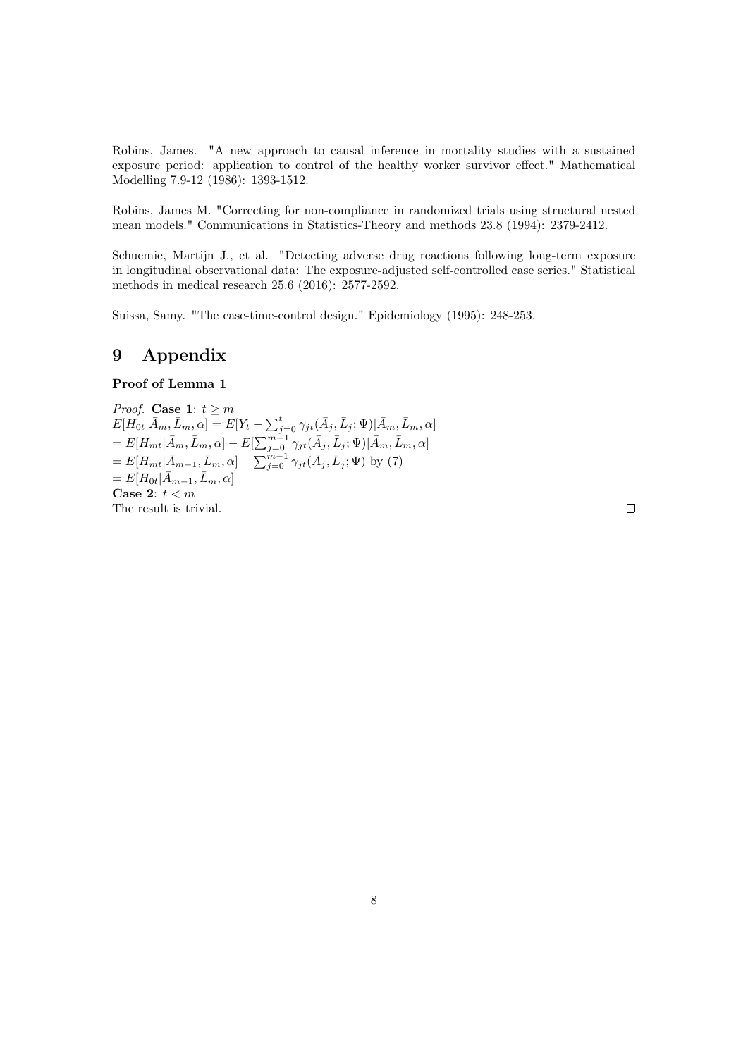Robins, James. "A new approach to causal inference in mortality studies with a sustained exposure period: application to control of the healthy worker survivor effect." Mathematical Modelling 7.9-12 (1986): 1393-1512.

Robins, James M. "Correcting for non-compliance in randomized trials using structural nested mean models." Communications in Statistics-Theory and methods 23.8 (1994): 2379-2412.

Schuemie, Martijn J., et al. "Detecting adverse drug reactions following long-term exposure in longitudinal observational data: The exposure-adjusted self-controlled case series." Statistical methods in medical research 25.6 (2016): 2577-2592.

Suissa, Samy. "The case-time-control design." Epidemiology (1995): 248-253.

# 9 Appendix

**Proof of Lemma 1**

*Proof.* **Case 1**: $t \geq m$
$E[H_{0t}|\bar{A}_m, \bar{L}_m, \alpha] = E[Y_t - \sum_{j=0}^{t} \gamma_{jt}(\bar{A}_j, \bar{L}_j; \Psi)|\bar{A}_m, \bar{L}_m, \alpha]$
$= E[H_{mt}|\bar{A}_m, \bar{L}_m, \alpha] - E[\sum_{j=0}^{m-1} \gamma_{jt}(\bar{A}_j, \bar{L}_j; \Psi)|\bar{A}_m, \bar{L}_m, \alpha]$
$= E[H_{mt}|\bar{A}_{m-1}, \bar{L}_m, \alpha] - \sum_{j=0}^{m-1} \gamma_{jt}(\bar{A}_j, \bar{L}_j; \Psi)$ by (7)
$= E[H_{0t}|\bar{A}_{m-1}, \bar{L}_m, \alpha]$
**Case 2**: $t < m$
The result is trivial. □